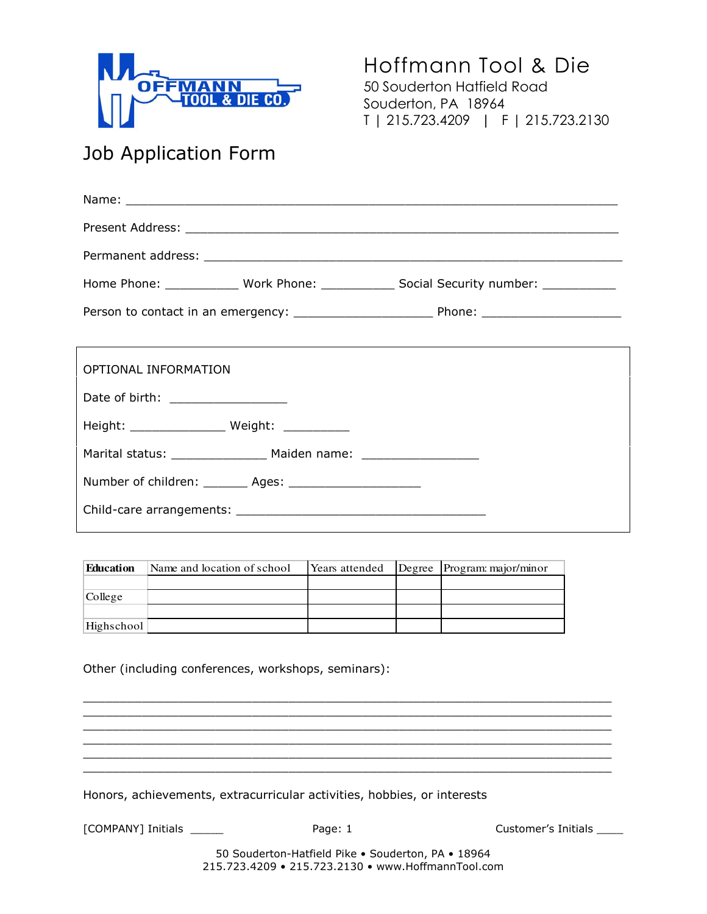# Hoffmann Tool & Die

50 Souderton Hatfield Road
Souderton, PA 18964
T | 215.723.4209 | F | 215.723.2130

## Job Application Form

Name: ___________________________________________________________

Present Address: _______________________________________________________

Permanent address: _____________________________________________________

Home Phone: __________ Work Phone: __________ Social Security number: __________

Person to contact in an emergency: ___________________ Phone: ___________________

OPTIONAL INFORMATION

Date of birth: ________________

Height: _____________ Weight: _________

Marital status: _____________ Maiden name: ________________

Number of children: ______ Ages: __________________

Child-care arrangements: ___________________________________

| Education | Name and location of school | Years attended | Degree | Program: major/minor |
|---|---|---|---|---|
| | | | | |
| College | | | | |
| | | | | |
| Highschool | | | | |

Other (including conferences, workshops, seminars):

_________________________________________________________________________
_________________________________________________________________________
_________________________________________________________________________
_________________________________________________________________________
_________________________________________________________________________
_________________________________________________________________________

Honors, achievements, extracurricular activities, hobbies, or interests

[COMPANY] Initials _____ Customer's Initials ____

50 Souderton-Hatfield Pike • Souderton, PA • 18964
215.723.4209 • 215.723.2130 • www.HoffmannTool.com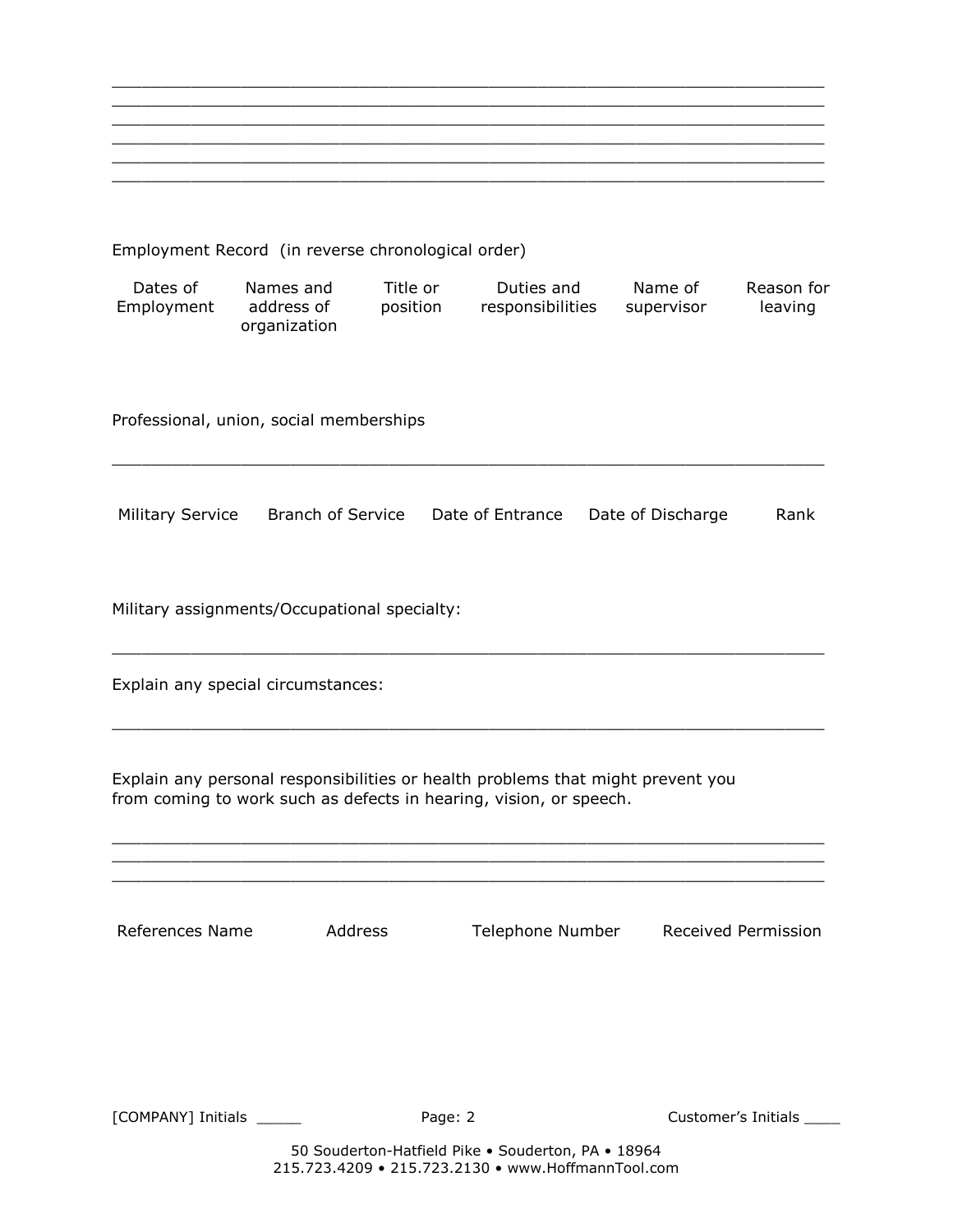\_\_\_\_\_\_\_\_\_\_\_\_\_\_\_\_\_\_\_\_\_\_\_\_\_\_\_\_\_\_\_\_\_\_\_\_\_\_\_\_\_\_\_\_\_\_\_\_\_\_\_\_\_\_\_\_\_\_\_\_\_\_\_\_\_\_\_\_\_\_
\_\_\_\_\_\_\_\_\_\_\_\_\_\_\_\_\_\_\_\_\_\_\_\_\_\_\_\_\_\_\_\_\_\_\_\_\_\_\_\_\_\_\_\_\_\_\_\_\_\_\_\_\_\_\_\_\_\_\_\_\_\_\_\_\_\_\_\_\_\_
\_\_\_\_\_\_\_\_\_\_\_\_\_\_\_\_\_\_\_\_\_\_\_\_\_\_\_\_\_\_\_\_\_\_\_\_\_\_\_\_\_\_\_\_\_\_\_\_\_\_\_\_\_\_\_\_\_\_\_\_\_\_\_\_\_\_\_\_\_\_
\_\_\_\_\_\_\_\_\_\_\_\_\_\_\_\_\_\_\_\_\_\_\_\_\_\_\_\_\_\_\_\_\_\_\_\_\_\_\_\_\_\_\_\_\_\_\_\_\_\_\_\_\_\_\_\_\_\_\_\_\_\_\_\_\_\_\_\_\_\_
\_\_\_\_\_\_\_\_\_\_\_\_\_\_\_\_\_\_\_\_\_\_\_\_\_\_\_\_\_\_\_\_\_\_\_\_\_\_\_\_\_\_\_\_\_\_\_\_\_\_\_\_\_\_\_\_\_\_\_\_\_\_\_\_\_\_\_\_\_\_
\_\_\_\_\_\_\_\_\_\_\_\_\_\_\_\_\_\_\_\_\_\_\_\_\_\_\_\_\_\_\_\_\_\_\_\_\_\_\_\_\_\_\_\_\_\_\_\_\_\_\_\_\_\_\_\_\_\_\_\_\_\_\_\_\_\_\_\_\_\_

Employment Record (in reverse chronological order)

| Dates of Employment | Names and address of organization | Title or position | Duties and responsibilities | Name of supervisor | Reason for leaving |
|---|---|---|---|---|---|
| | | | | | |

Professional, union, social memberships

\_\_\_\_\_\_\_\_\_\_\_\_\_\_\_\_\_\_\_\_\_\_\_\_\_\_\_\_\_\_\_\_\_\_\_\_\_\_\_\_\_\_\_\_\_\_\_\_\_\_\_\_\_\_\_\_\_\_\_\_\_\_\_\_\_\_\_\_\_\_

| Military Service | Branch of Service | Date of Entrance | Date of Discharge | Rank |
|---|---|---|---|---|
| | | | | |

Military assignments/Occupational specialty:

\_\_\_\_\_\_\_\_\_\_\_\_\_\_\_\_\_\_\_\_\_\_\_\_\_\_\_\_\_\_\_\_\_\_\_\_\_\_\_\_\_\_\_\_\_\_\_\_\_\_\_\_\_\_\_\_\_\_\_\_\_\_\_\_\_\_\_\_\_\_

Explain any special circumstances:

\_\_\_\_\_\_\_\_\_\_\_\_\_\_\_\_\_\_\_\_\_\_\_\_\_\_\_\_\_\_\_\_\_\_\_\_\_\_\_\_\_\_\_\_\_\_\_\_\_\_\_\_\_\_\_\_\_\_\_\_\_\_\_\_\_\_\_\_\_\_

Explain any personal responsibilities or health problems that might prevent you from coming to work such as defects in hearing, vision, or speech.

\_\_\_\_\_\_\_\_\_\_\_\_\_\_\_\_\_\_\_\_\_\_\_\_\_\_\_\_\_\_\_\_\_\_\_\_\_\_\_\_\_\_\_\_\_\_\_\_\_\_\_\_\_\_\_\_\_\_\_\_\_\_\_\_\_\_\_\_\_\_
\_\_\_\_\_\_\_\_\_\_\_\_\_\_\_\_\_\_\_\_\_\_\_\_\_\_\_\_\_\_\_\_\_\_\_\_\_\_\_\_\_\_\_\_\_\_\_\_\_\_\_\_\_\_\_\_\_\_\_\_\_\_\_\_\_\_\_\_\_\_
\_\_\_\_\_\_\_\_\_\_\_\_\_\_\_\_\_\_\_\_\_\_\_\_\_\_\_\_\_\_\_\_\_\_\_\_\_\_\_\_\_\_\_\_\_\_\_\_\_\_\_\_\_\_\_\_\_\_\_\_\_\_\_\_\_\_\_\_\_\_

| References Name | Address | Telephone Number | Received Permission |
|---|---|---|---|
| | | | |

[COMPANY] Initials \_\_\_\_\_ Customer's Initials \_\_\_\_

50 Souderton-Hatfield Pike • Souderton, PA • 18964
215.723.4209 • 215.723.2130 • www.HoffmannTool.com